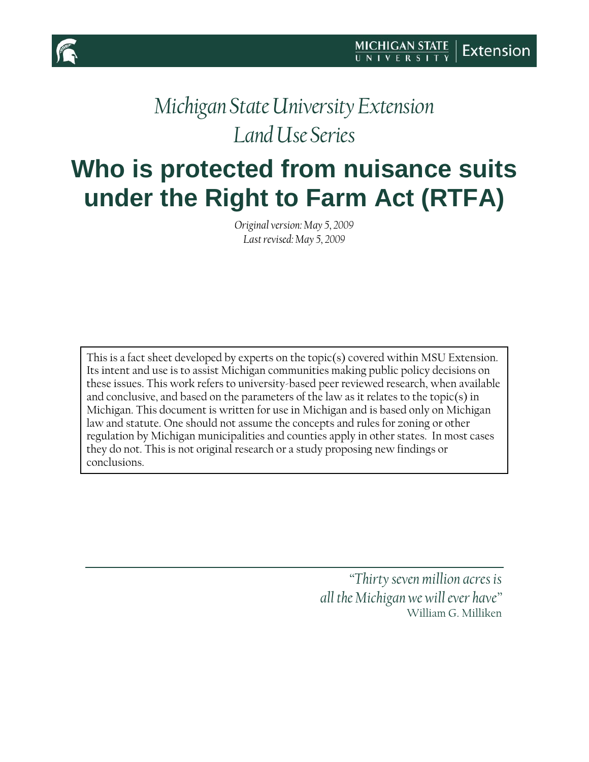MICHIGAN STATE UNIVERSITY | Extension

*Michigan State University Extension*
*Land Use Series*

# Who is protected from nuisance suits under the Right to Farm Act (RTFA)

*Original version: May 5, 2009*
*Last revised: May 5, 2009*

This is a fact sheet developed by experts on the topic(s) covered within MSU Extension. Its intent and use is to assist Michigan communities making public policy decisions on these issues. This work refers to university-based peer reviewed research, when available and conclusive, and based on the parameters of the law as it relates to the topic(s) in Michigan. This document is written for use in Michigan and is based only on Michigan law and statute. One should not assume the concepts and rules for zoning or other regulation by Michigan municipalities and counties apply in other states. In most cases they do not. This is not original research or a study proposing new findings or conclusions.

---

*"Thirty seven million acres is all the Michigan we will ever have"*
William G. Milliken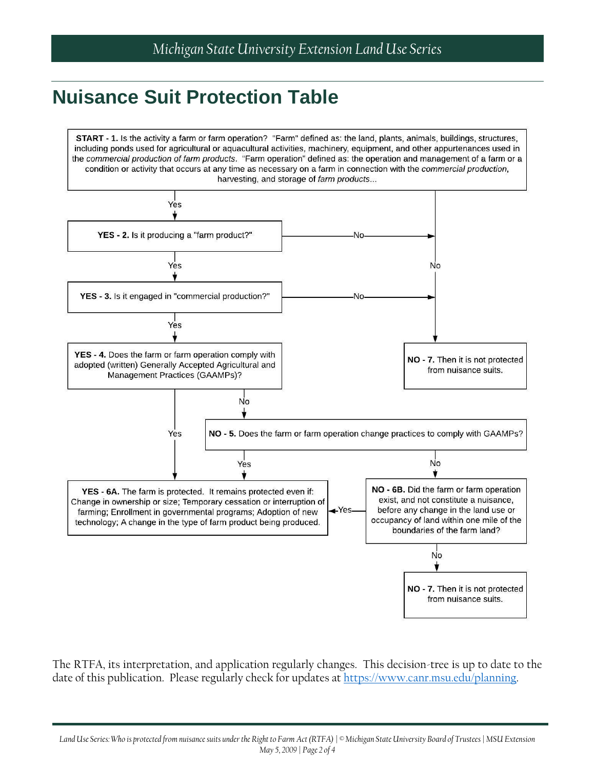# Nuisance Suit Protection Table

**START - 1.** Is the activity a farm or farm operation? "Farm" defined as: the land, plants, animals, buildings, structures, including ponds used for agricultural or aquacultural activities, machinery, equipment, and other appurtenances used in the *commercial production of farm products*. "Farm operation" defined as: the operation and management of a farm or a condition or activity that occurs at any time as necessary on a farm in connection with the *commercial production*, harvesting, and storage of *farm products*...

- Yes → 2
- No → 7

**YES - 2.** Is it producing a "farm product?"

- Yes → 3
- No → 7

**YES - 3.** Is it engaged in "commercial production?"

- Yes → 4
- No → 7

**YES - 4.** Does the farm or farm operation comply with adopted (written) Generally Accepted Agricultural and Management Practices (GAAMPs)?

- Yes → 6A
- No → 5

**NO - 5.** Does the farm or farm operation change practices to comply with GAAMPs?

- Yes → 6A
- No → 6B

**YES - 6A.** The farm is protected. It remains protected even if: Change in ownership or size; Temporary cessation or interruption of farming; Enrollment in governmental programs; Adoption of new technology; A change in the type of farm product being produced.

**NO - 6B.** Did the farm or farm operation exist, and not constitute a nuisance, before any change in the land use or occupancy of land within one mile of the boundaries of the farm land?

- Yes → 6A
- No → 7

**NO - 7.** Then it is not protected from nuisance suits.

The RTFA, its interpretation, and application regularly changes. This decision-tree is up to date to the date of this publication. Please regularly check for updates at https://www.canr.msu.edu/planning.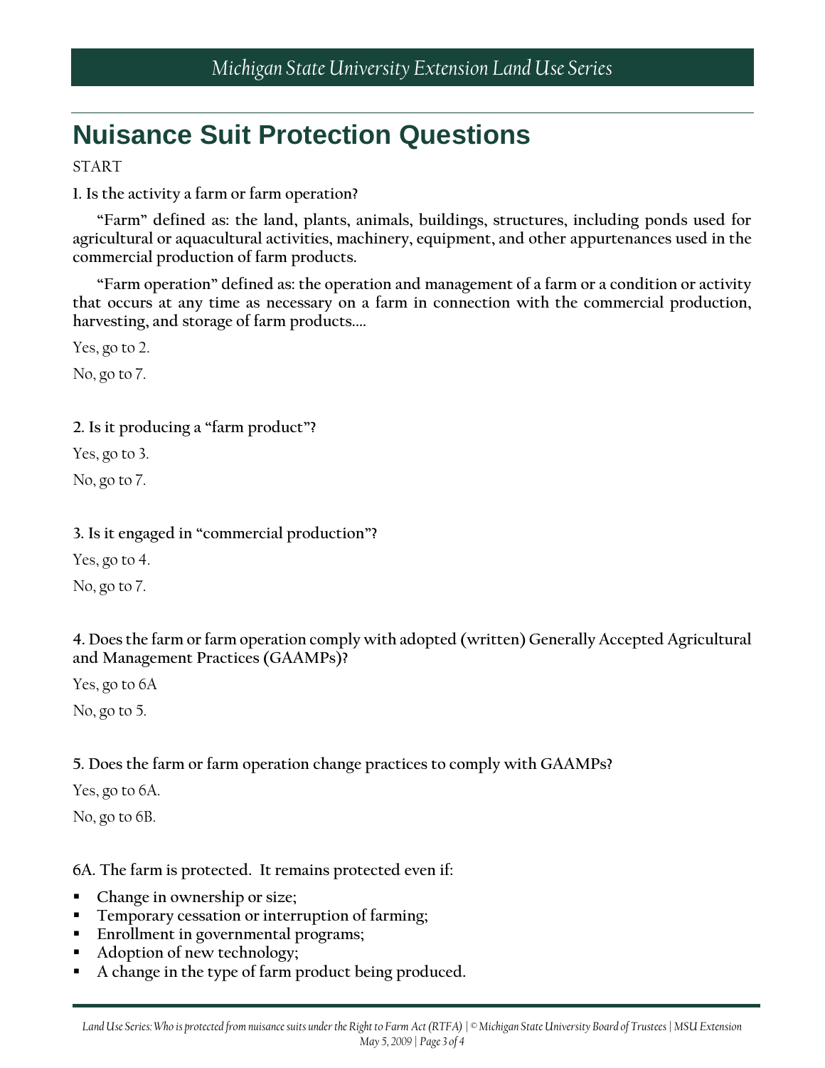## Nuisance Suit Protection Questions

START

**1. Is the activity a farm or farm operation?**

**"Farm" defined as: the land, plants, animals, buildings, structures, including ponds used for agricultural or aquacultural activities, machinery, equipment, and other appurtenances used in the commercial production of farm products.**

**"Farm operation" defined as: the operation and management of a farm or a condition or activity that occurs at any time as necessary on a farm in connection with the commercial production, harvesting, and storage of farm products….**

Yes, go to 2.

No, go to 7.

**2. Is it producing a "farm product"?**

Yes, go to 3.

No, go to 7.

**3. Is it engaged in "commercial production"?**

Yes, go to 4.

No, go to 7.

**4. Does the farm or farm operation comply with adopted (written) Generally Accepted Agricultural and Management Practices (GAAMPs)?**

Yes, go to 6A

No, go to 5.

**5. Does the farm or farm operation change practices to comply with GAAMPs?**

Yes, go to 6A.

No, go to 6B.

**6A. The farm is protected. It remains protected even if:**

- **Change in ownership or size;**
- **Temporary cessation or interruption of farming;**
- **Enrollment in governmental programs;**
- **Adoption of new technology;**
- **A change in the type of farm product being produced.**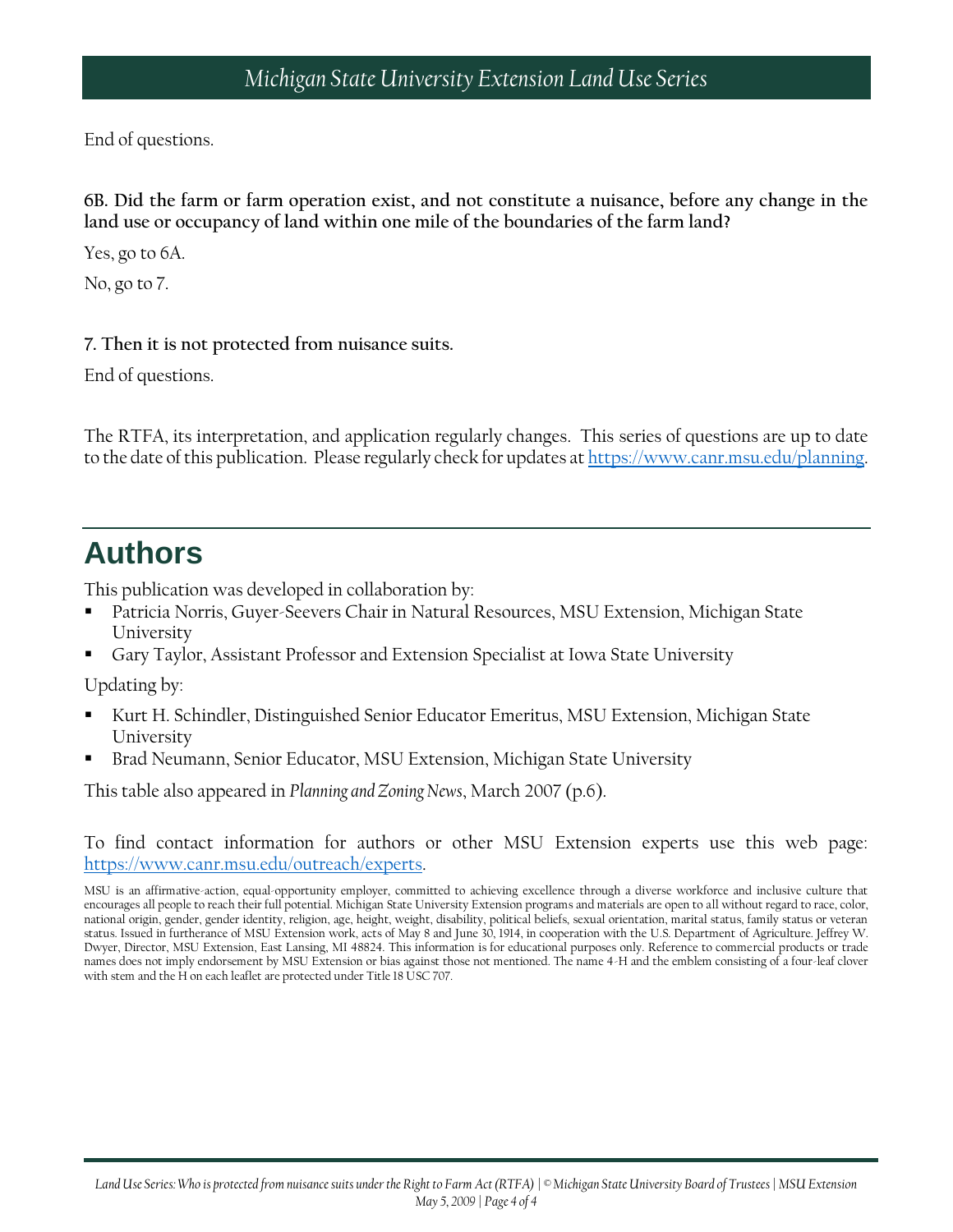End of questions.

**6B. Did the farm or farm operation exist, and not constitute a nuisance, before any change in the land use or occupancy of land within one mile of the boundaries of the farm land?**

Yes, go to 6A.

No, go to 7.

**7. Then it is not protected from nuisance suits.**

End of questions.

The RTFA, its interpretation, and application regularly changes. This series of questions are up to date to the date of this publication. Please regularly check for updates at https://www.canr.msu.edu/planning.

# Authors

This publication was developed in collaboration by:

- Patricia Norris, Guyer-Seevers Chair in Natural Resources, MSU Extension, Michigan State University
- Gary Taylor, Assistant Professor and Extension Specialist at Iowa State University

Updating by:

- Kurt H. Schindler, Distinguished Senior Educator Emeritus, MSU Extension, Michigan State University
- Brad Neumann, Senior Educator, MSU Extension, Michigan State University

This table also appeared in *Planning and Zoning News*, March 2007 (p.6).

To find contact information for authors or other MSU Extension experts use this web page: https://www.canr.msu.edu/outreach/experts.

MSU is an affirmative-action, equal-opportunity employer, committed to achieving excellence through a diverse workforce and inclusive culture that encourages all people to reach their full potential. Michigan State University Extension programs and materials are open to all without regard to race, color, national origin, gender, gender identity, religion, age, height, weight, disability, political beliefs, sexual orientation, marital status, family status or veteran status. Issued in furtherance of MSU Extension work, acts of May 8 and June 30, 1914, in cooperation with the U.S. Department of Agriculture. Jeffrey W. Dwyer, Director, MSU Extension, East Lansing, MI 48824. This information is for educational purposes only. Reference to commercial products or trade names does not imply endorsement by MSU Extension or bias against those not mentioned. The name 4-H and the emblem consisting of a four-leaf clover with stem and the H on each leaflet are protected under Title 18 USC 707.